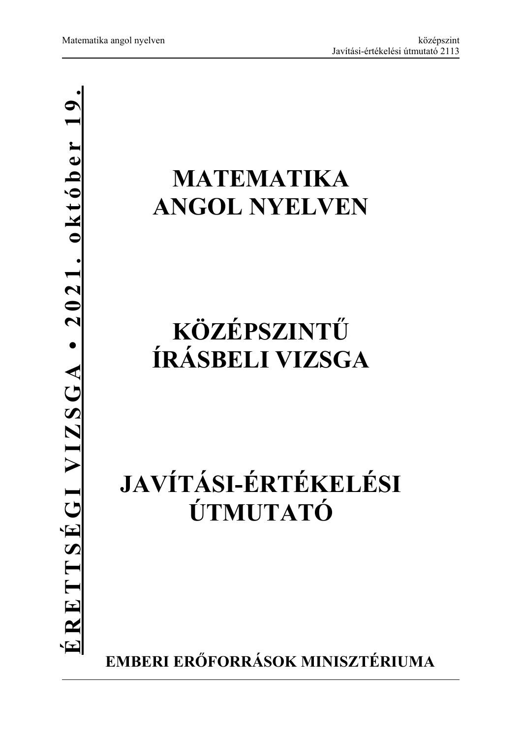ÉRETTSÉGI VIZSGA • 2021. október 19.

# MATEMATIKA ANGOL NYELVEN

# KÖZÉPSZINTŰ ÍRÁSBELI VIZSGA

# JAVÍTÁSI-ÉRTÉKELÉSI ÚTMUTATÓ

**EMBERI ERŐFORRÁSOK MINISZTÉRIUMA**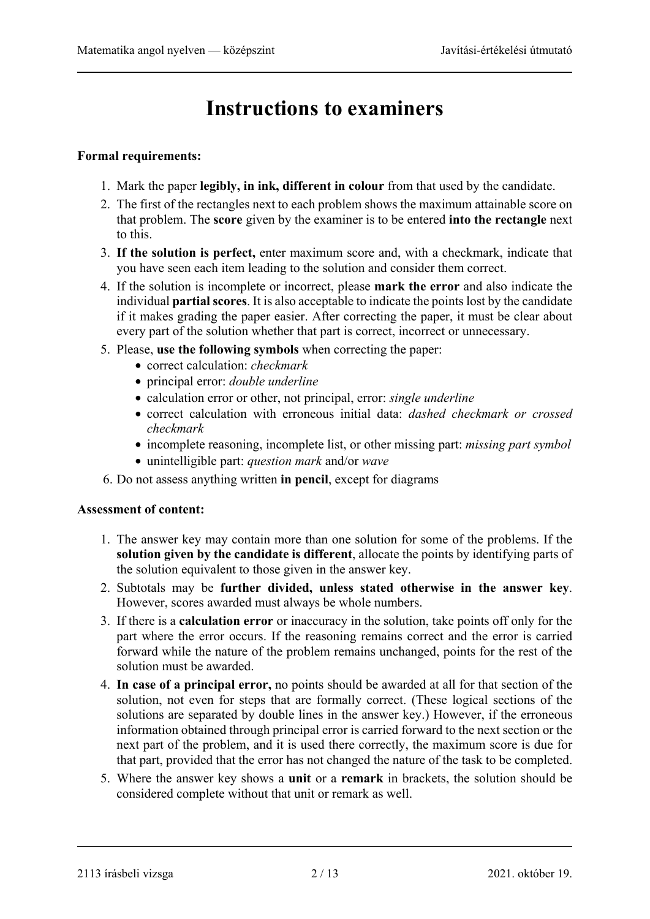# Instructions to examiners

**Formal requirements:**

1. Mark the paper **legibly, in ink, different in colour** from that used by the candidate.
2. The first of the rectangles next to each problem shows the maximum attainable score on that problem. The **score** given by the examiner is to be entered **into the rectangle** next to this.
3. **If the solution is perfect,** enter maximum score and, with a checkmark, indicate that you have seen each item leading to the solution and consider them correct.
4. If the solution is incomplete or incorrect, please **mark the error** and also indicate the individual **partial scores**. It is also acceptable to indicate the points lost by the candidate if it makes grading the paper easier. After correcting the paper, it must be clear about every part of the solution whether that part is correct, incorrect or unnecessary.
5. Please, **use the following symbols** when correcting the paper:
   - correct calculation: *checkmark*
   - principal error: *double underline*
   - calculation error or other, not principal, error: *single underline*
   - correct calculation with erroneous initial data: *dashed checkmark or crossed checkmark*
   - incomplete reasoning, incomplete list, or other missing part: *missing part symbol*
   - unintelligible part: *question mark* and/or *wave*
6. Do not assess anything written **in pencil**, except for diagrams

**Assessment of content:**

1. The answer key may contain more than one solution for some of the problems. If the **solution given by the candidate is different**, allocate the points by identifying parts of the solution equivalent to those given in the answer key.
2. Subtotals may be **further divided, unless stated otherwise in the answer key**. However, scores awarded must always be whole numbers.
3. If there is a **calculation error** or inaccuracy in the solution, take points off only for the part where the error occurs. If the reasoning remains correct and the error is carried forward while the nature of the problem remains unchanged, points for the rest of the solution must be awarded.
4. **In case of a principal error,** no points should be awarded at all for that section of the solution, not even for steps that are formally correct. (These logical sections of the solutions are separated by double lines in the answer key.) However, if the erroneous information obtained through principal error is carried forward to the next section or the next part of the problem, and it is used there correctly, the maximum score is due for that part, provided that the error has not changed the nature of the task to be completed.
5. Where the answer key shows a **unit** or a **remark** in brackets, the solution should be considered complete without that unit or remark as well.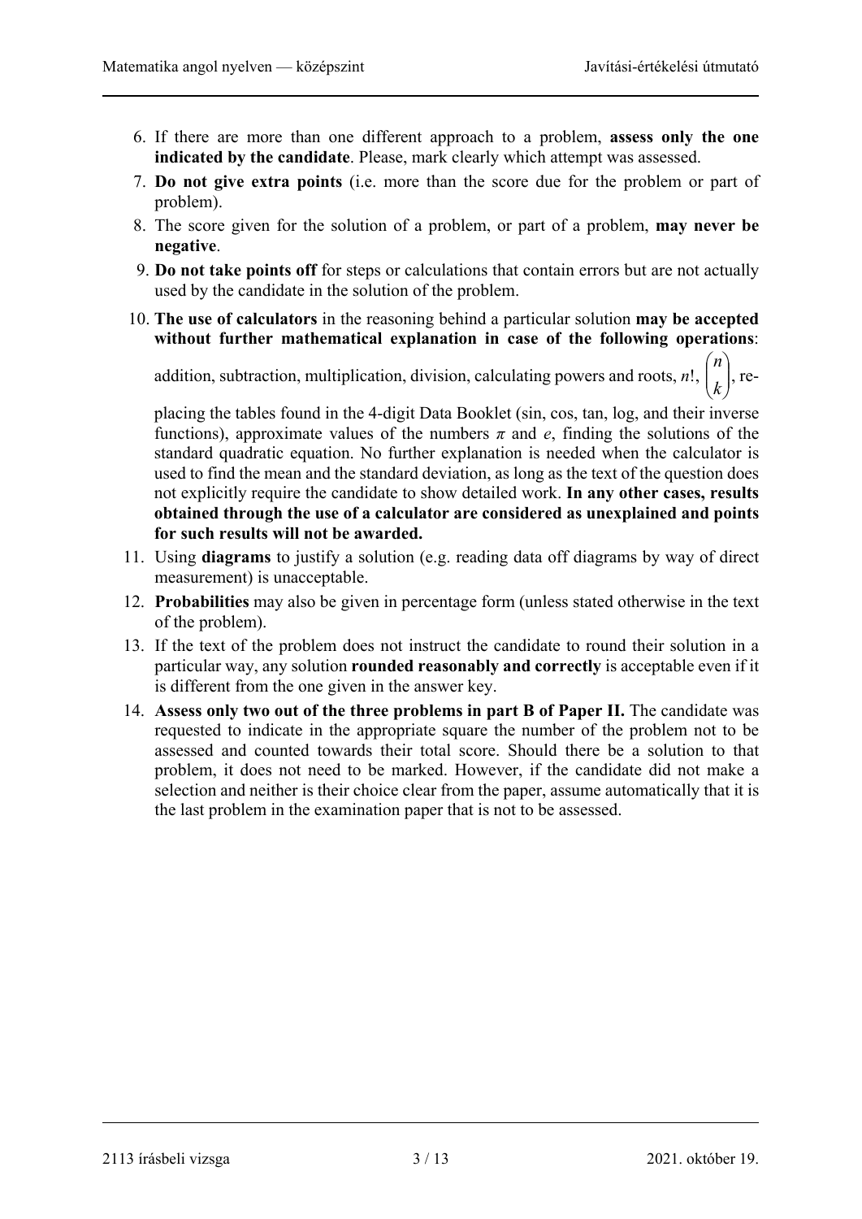6. If there are more than one different approach to a problem, **assess only the one indicated by the candidate**. Please, mark clearly which attempt was assessed.
7. **Do not give extra points** (i.e. more than the score due for the problem or part of problem).
8. The score given for the solution of a problem, or part of a problem, **may never be negative**.
9. **Do not take points off** for steps or calculations that contain errors but are not actually used by the candidate in the solution of the problem.
10. **The use of calculators** in the reasoning behind a particular solution **may be accepted without further mathematical explanation in case of the following operations**: addition, subtraction, multiplication, division, calculating powers and roots, $n!$, $\binom{n}{k}$, replacing the tables found in the 4-digit Data Booklet (sin, cos, tan, log, and their inverse functions), approximate values of the numbers $\pi$ and $e$, finding the solutions of the standard quadratic equation. No further explanation is needed when the calculator is used to find the mean and the standard deviation, as long as the text of the question does not explicitly require the candidate to show detailed work. **In any other cases, results obtained through the use of a calculator are considered as unexplained and points for such results will not be awarded.**
11. Using **diagrams** to justify a solution (e.g. reading data off diagrams by way of direct measurement) is unacceptable.
12. **Probabilities** may also be given in percentage form (unless stated otherwise in the text of the problem).
13. If the text of the problem does not instruct the candidate to round their solution in a particular way, any solution **rounded reasonably and correctly** is acceptable even if it is different from the one given in the answer key.
14. **Assess only two out of the three problems in part B of Paper II.** The candidate was requested to indicate in the appropriate square the number of the problem not to be assessed and counted towards their total score. Should there be a solution to that problem, it does not need to be marked. However, if the candidate did not make a selection and neither is their choice clear from the paper, assume automatically that it is the last problem in the examination paper that is not to be assessed.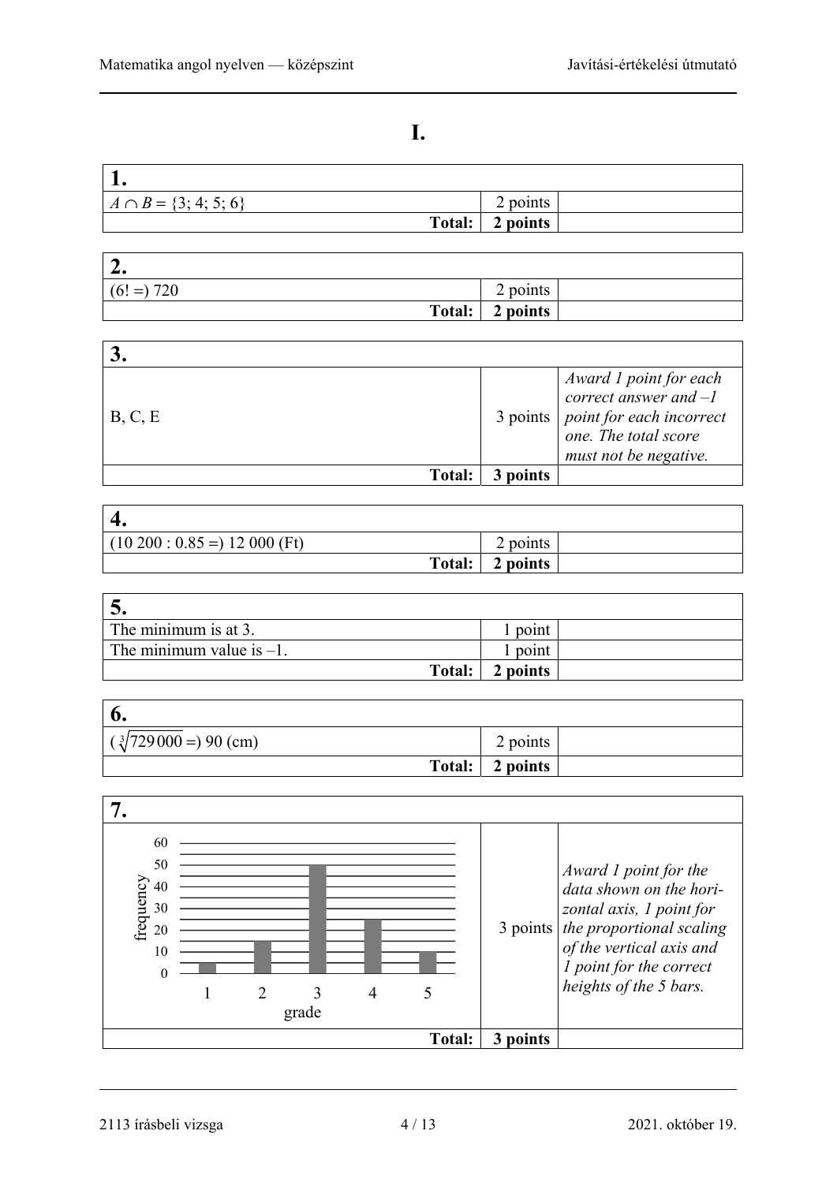# I.

| 1. | | |
|---|---|---|
| $A \cap B = \{3; 4; 5; 6\}$ | 2 points | |
| **Total:** | **2 points** | |

| 2. | | |
|---|---|---|
| $(6! =)$ 720 | 2 points | |
| **Total:** | **2 points** | |

| 3. | | |
|---|---|---|
| B, C, E | 3 points | *Award 1 point for each correct answer and –1 point for each incorrect one. The total score must not be negative.* |
| **Total:** | **3 points** | |

| 4. | | |
|---|---|---|
| (10 200 : 0.85 =) 12 000 (Ft) | 2 points | |
| **Total:** | **2 points** | |

| 5. | | |
|---|---|---|
| The minimum is at 3. | 1 point | |
| The minimum value is –1. | 1 point | |
| **Total:** | **2 points** | |

| 6. | | |
|---|---|---|
| $(\sqrt[3]{729\,000} =)$ 90 (cm) | 2 points | |
| **Total:** | **2 points** | |

| 7. | | |
|---|---|---|
| Bar chart: frequency (vertical axis, 0–60) vs. grade (horizontal axis): grade 1: 5; grade 2: 15; grade 3: 50; grade 4: 25; grade 5: 10 | 3 points | *Award 1 point for the data shown on the horizontal axis, 1 point for the proportional scaling of the vertical axis and 1 point for the correct heights of the 5 bars.* |
| **Total:** | **3 points** | |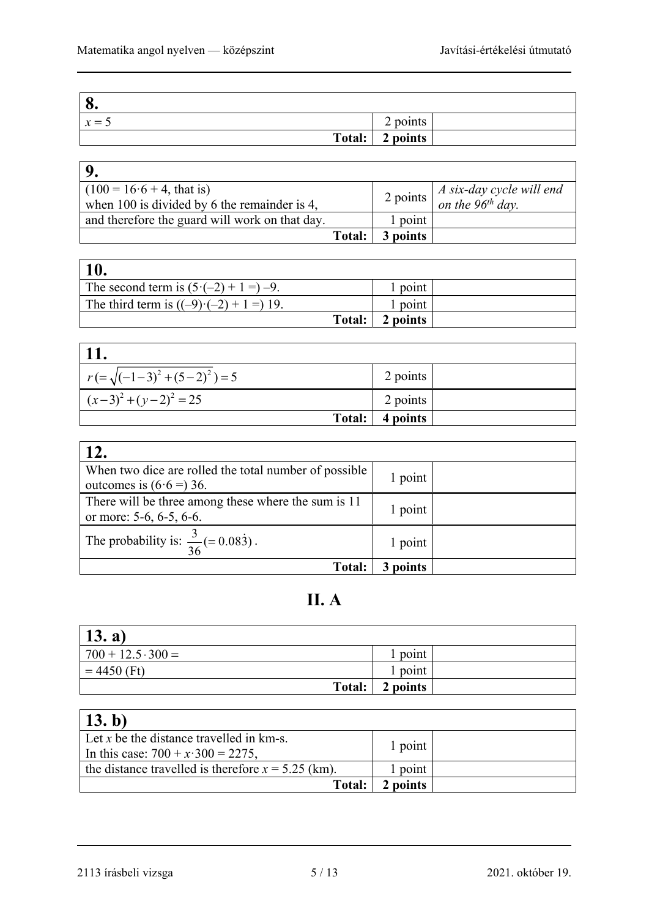| **8.** | | |
|---|---|---|
| $x = 5$ | 2 points | |
| **Total:** | **2 points** | |

| **9.** | | |
|---|---|---|
| ($100 = 16 \cdot 6 + 4$, that is) when 100 is divided by 6 the remainder is 4, | 2 points | *A six-day cycle will end on the 96th day.* |
| and therefore the guard will work on that day. | 1 point | |
| **Total:** | **3 points** | |

| **10.** | | |
|---|---|---|
| The second term is $(5 \cdot (-2) + 1 =) -9$. | 1 point | |
| The third term is $((-9) \cdot (-2) + 1 =)$ 19. | 1 point | |
| **Total:** | **2 points** | |

| **11.** | | |
|---|---|---|
| $r \left(= \sqrt{(-1-3)^2 + (5-2)^2}\right) = 5$ | 2 points | |
| $(x-3)^2 + (y-2)^2 = 25$ | 2 points | |
| **Total:** | **4 points** | |

| **12.** | | |
|---|---|---|
| When two dice are rolled the total number of possible outcomes is $(6 \cdot 6 =)$ 36. | 1 point | |
| There will be three among these where the sum is 11 or more: 5-6, 6-5, 6-6. | 1 point | |
| The probability is: $\frac{3}{36} (= 0.08\dot{3})$. | 1 point | |
| **Total:** | **3 points** | |

## II. A

| **13. a)** | | |
|---|---|---|
| $700 + 12.5 \cdot 300 =$ | 1 point | |
| $= 4450$ (Ft) | 1 point | |
| **Total:** | **2 points** | |

| **13. b)** | | |
|---|---|---|
| Let $x$ be the distance travelled in km-s. In this case: $700 + x \cdot 300 = 2275$, | 1 point | |
| the distance travelled is therefore $x = 5.25$ (km). | 1 point | |
| **Total:** | **2 points** | |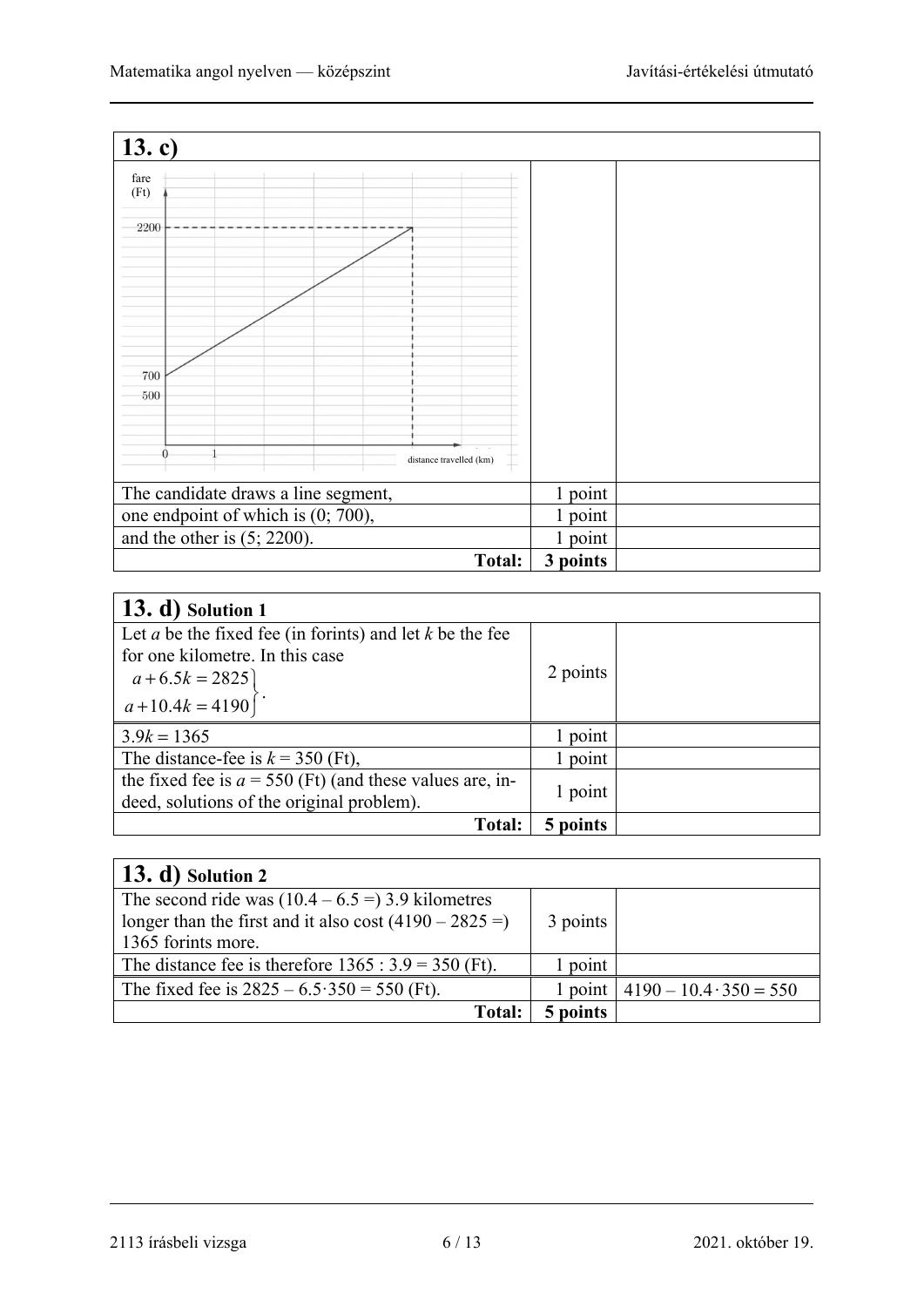## 13. c)

fare (Ft)

2200

700

500

0 1 distance travelled (km)

| | | |
|---|---|---|
| The candidate draws a line segment, | 1 point | |
| one endpoint of which is (0; 700), | 1 point | |
| and the other is (5; 2200). | 1 point | |
| **Total:** | **3 points** | |

## 13. d) Solution 1

| | | |
|---|---|---|
| Let $a$ be the fixed fee (in forints) and let $k$ be the fee for one kilometre. In this case $\left.\begin{aligned} a+6.5k&=2825 \\ a+10.4k&=4190 \end{aligned}\right\}$. | 2 points | |
| $3.9k = 1365$ | 1 point | |
| The distance-fee is $k = 350$ (Ft), | 1 point | |
| the fixed fee is $a = 550$ (Ft) (and these values are, indeed, solutions of the original problem). | 1 point | |
| **Total:** | **5 points** | |

## 13. d) Solution 2

| | | |
|---|---|---|
| The second ride was $(10.4 - 6.5 =)$ 3.9 kilometres longer than the first and it also cost $(4190 - 2825 =)$ 1365 forints more. | 3 points | |
| The distance fee is therefore $1365 : 3.9 = 350$ (Ft). | 1 point | |
| The fixed fee is $2825 - 6.5 \cdot 350 = 550$ (Ft). | 1 point | $4190 - 10.4 \cdot 350 = 550$ |
| **Total:** | **5 points** | |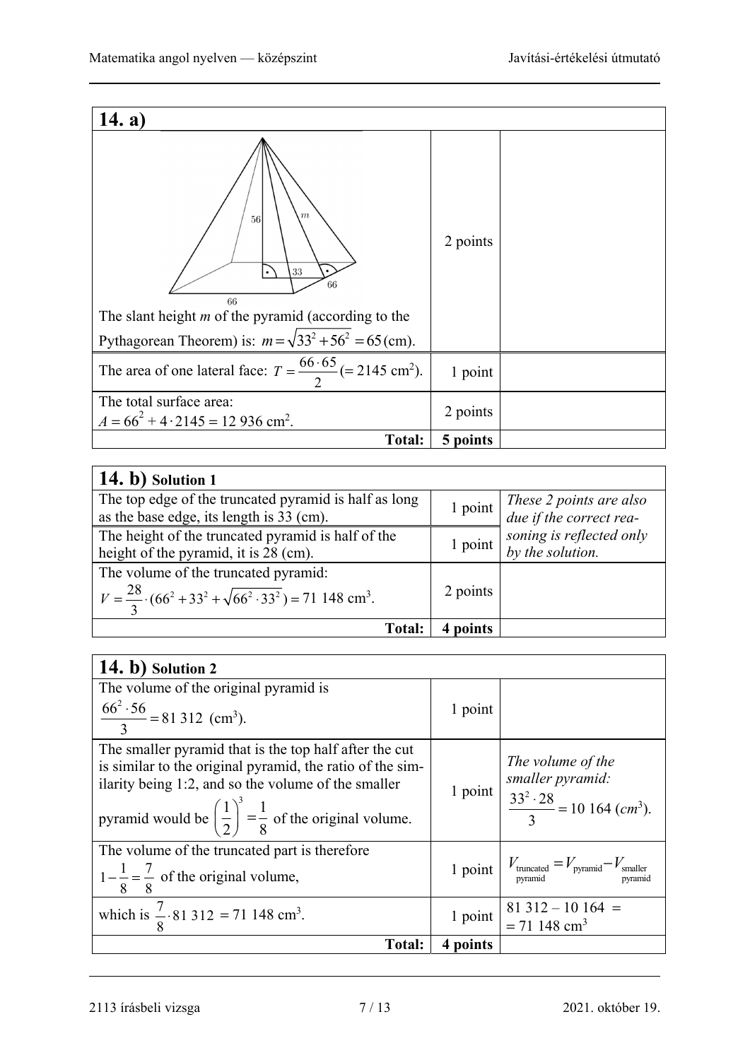| 14. a) | | |
|---|---|---|
| The slant height $m$ of the pyramid (according to the Pythagorean Theorem) is: $m = \sqrt{33^2 + 56^2} = 65$ (cm). | 2 points | |
| The area of one lateral face: $T = \dfrac{66 \cdot 65}{2}$ ($= 2145$ cm$^2$). | 1 point | |
| The total surface area: $A = 66^2 + 4 \cdot 2145 = 12\,936$ cm$^2$. | 2 points | |
| **Total:** | **5 points** | |

| 14. b) Solution 1 | | |
|---|---|---|
| The top edge of the truncated pyramid is half as long as the base edge, its length is 33 (cm). | 1 point | *These 2 points are also due if the correct reasoning is reflected only by the solution.* |
| The height of the truncated pyramid is half of the height of the pyramid, it is 28 (cm). | 1 point | |
| The volume of the truncated pyramid: $V = \dfrac{28}{3} \cdot (66^2 + 33^2 + \sqrt{66^2 \cdot 33^2}) = 71\,148$ cm$^3$. | 2 points | |
| **Total:** | **4 points** | |

| 14. b) Solution 2 | | |
|---|---|---|
| The volume of the original pyramid is $\dfrac{66^2 \cdot 56}{3} = 81\,312$ (cm$^3$). | 1 point | |
| The smaller pyramid that is the top half after the cut is similar to the original pyramid, the ratio of the similarity being 1:2, and so the volume of the smaller pyramid would be $\left(\dfrac{1}{2}\right)^3 = \dfrac{1}{8}$ of the original volume. | 1 point | *The volume of the smaller pyramid:* $\dfrac{33^2 \cdot 28}{3} = 10\,164$ ($cm^3$). |
| The volume of the truncated part is therefore $1 - \dfrac{1}{8} = \dfrac{7}{8}$ of the original volume, | 1 point | $V_{\text{truncated pyramid}} = V_{\text{pyramid}} - V_{\text{smaller pyramid}}$ |
| which is $\dfrac{7}{8} \cdot 81\,312 = 71\,148$ cm$^3$. | 1 point | $81\,312 - 10\,164 = 71\,148$ cm$^3$ |
| **Total:** | **4 points** | |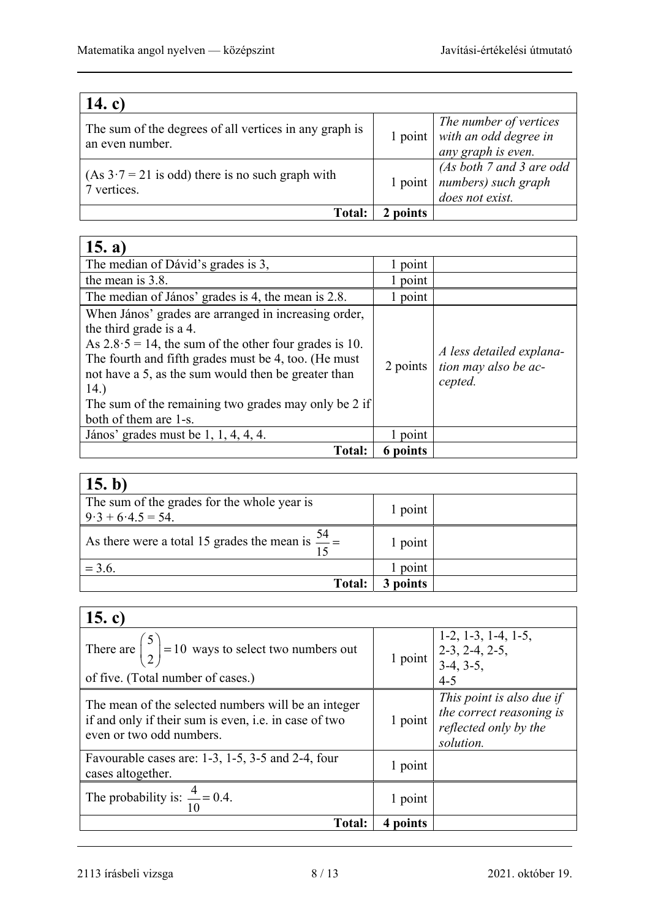| 14. c) | | |
|---|---|---|
| The sum of the degrees of all vertices in any graph is an even number. | 1 point | *The number of vertices with an odd degree in any graph is even.* |
| (As $3 \cdot 7 = 21$ is odd) there is no such graph with 7 vertices. | 1 point | *(As both 7 and 3 are odd numbers) such graph does not exist.* |
| **Total:** | **2 points** | |

| 15. a) | | |
|---|---|---|
| The median of Dávid's grades is 3, | 1 point | |
| the mean is 3.8. | 1 point | |
| The median of János' grades is 4, the mean is 2.8. | 1 point | |
| When János' grades are arranged in increasing order, the third grade is a 4. As $2.8 \cdot 5 = 14$, the sum of the other four grades is 10. The fourth and fifth grades must be 4, too. (He must not have a 5, as the sum would then be greater than 14.) The sum of the remaining two grades may only be 2 if both of them are 1-s. | 2 points | *A less detailed explanation may also be accepted.* |
| János' grades must be 1, 1, 4, 4, 4. | 1 point | |
| **Total:** | **6 points** | |

| 15. b) | | |
|---|---|---|
| The sum of the grades for the whole year is $9 \cdot 3 + 6 \cdot 4.5 = 54$. | 1 point | |
| As there were a total 15 grades the mean is $\frac{54}{15} =$ | 1 point | |
| $= 3.6$. | 1 point | |
| **Total:** | **3 points** | |

| 15. c) | | |
|---|---|---|
| There are $\binom{5}{2} = 10$ ways to select two numbers out of five. (Total number of cases.) | 1 point | 1-2, 1-3, 1-4, 1-5, 2-3, 2-4, 2-5, 3-4, 3-5, 4-5 |
| The mean of the selected numbers will be an integer if and only if their sum is even, i.e. in case of two even or two odd numbers. | 1 point | *This point is also due if the correct reasoning is reflected only by the solution.* |
| Favourable cases are: 1-3, 1-5, 3-5 and 2-4, four cases altogether. | 1 point | |
| The probability is: $\frac{4}{10} = 0.4$. | 1 point | |
| **Total:** | **4 points** | |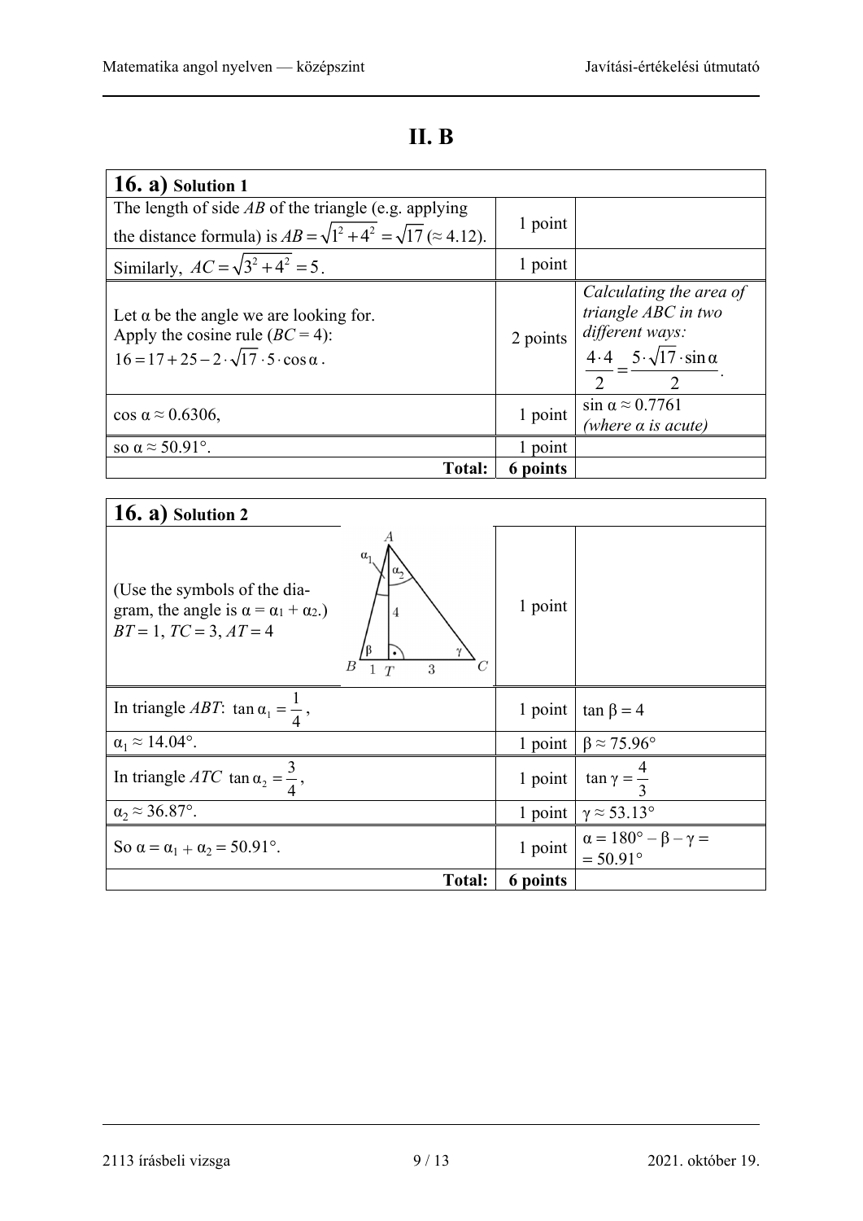# II. B

| **16. a)** Solution 1 | | |
|---|---|---|
| The length of side $AB$ of the triangle (e.g. applying the distance formula) is $AB = \sqrt{1^2 + 4^2} = \sqrt{17}$ (≈ 4.12). | 1 point | |
| Similarly, $AC = \sqrt{3^2 + 4^2} = 5$. | 1 point | |
| Let α be the angle we are looking for. Apply the cosine rule ($BC = 4$): $16 = 17 + 25 - 2 \cdot \sqrt{17} \cdot 5 \cdot \cos\alpha$. | 2 points | *Calculating the area of triangle ABC in two different ways:* $\frac{4 \cdot 4}{2} = \frac{5 \cdot \sqrt{17} \cdot \sin\alpha}{2}$. |
| $\cos\alpha \approx 0.6306$, | 1 point | $\sin\alpha \approx 0.7761$ *(where α is acute)* |
| so $\alpha \approx 50.91°$. | 1 point | |
| **Total:** | **6 points** | |

| **16. a)** Solution 2 | | |
|---|---|---|
| (Use the symbols of the diagram, the angle is $\alpha = \alpha_1 + \alpha_2$.) $BT = 1$, $TC = 3$, $AT = 4$ | 1 point | |
| In triangle $ABT$: $\tan\alpha_1 = \frac{1}{4}$, | 1 point | $\tan\beta = 4$ |
| $\alpha_1 \approx 14.04°$. | 1 point | $\beta \approx 75.96°$ |
| In triangle $ATC$ $\tan\alpha_2 = \frac{3}{4}$, | 1 point | $\tan\gamma = \frac{4}{3}$ |
| $\alpha_2 \approx 36.87°$. | 1 point | $\gamma \approx 53.13°$ |
| So $\alpha = \alpha_1 + \alpha_2 = 50.91°$. | 1 point | $\alpha = 180° - \beta - \gamma = 50.91°$ |
| **Total:** | **6 points** | |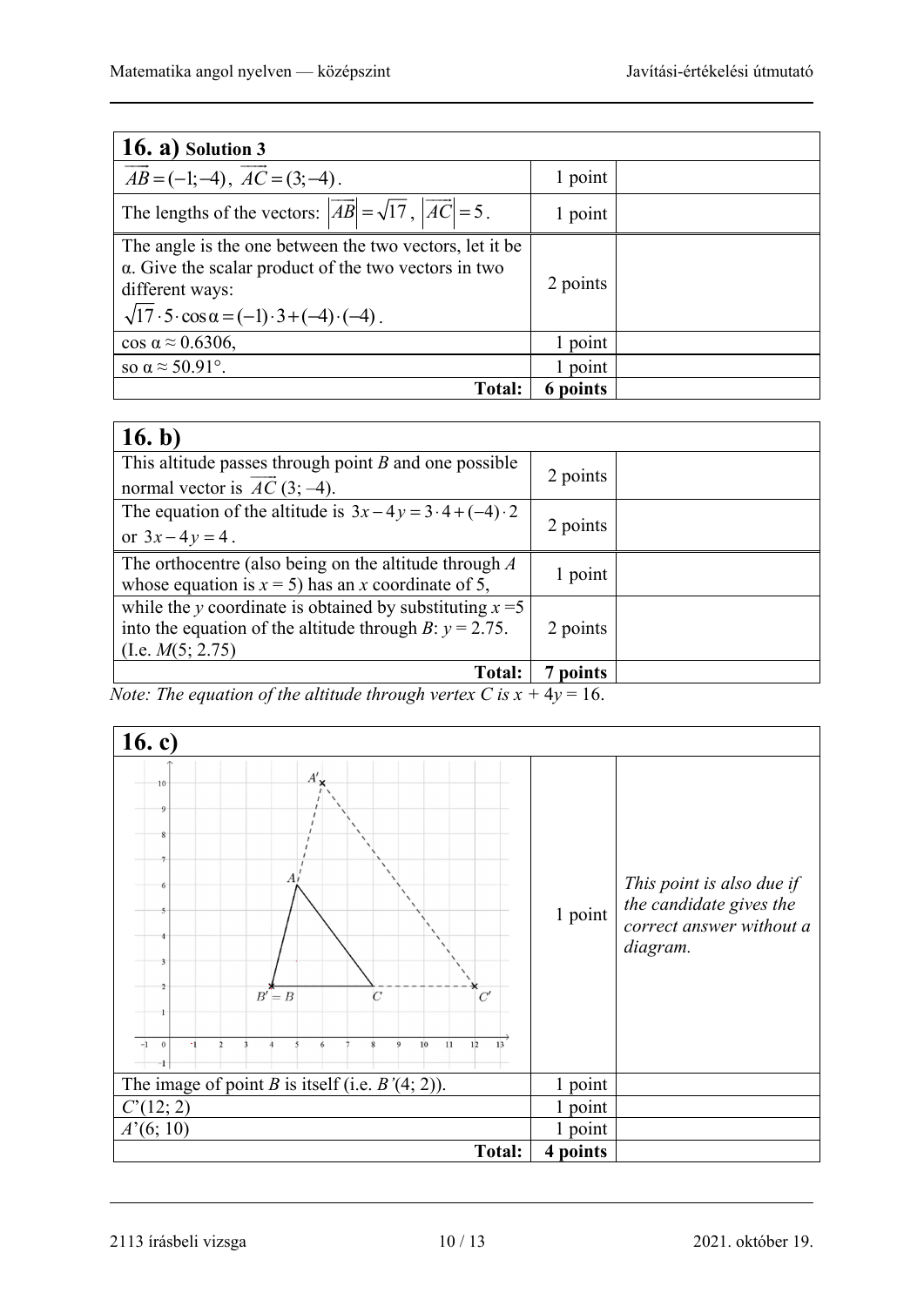## 16. a) Solution 3

| | | |
|---|---|---|
| $\overrightarrow{AB} = (-1;-4)$, $\overrightarrow{AC} = (3;-4)$. | 1 point | |
| The lengths of the vectors: $\left\|\overrightarrow{AB}\right\| = \sqrt{17}$, $\left\|\overrightarrow{AC}\right\| = 5$. | 1 point | |
| The angle is the one between the two vectors, let it be α. Give the scalar product of the two vectors in two different ways: $\sqrt{17} \cdot 5 \cdot \cos\alpha = (-1) \cdot 3 + (-4) \cdot (-4)$. | 2 points | |
| $\cos\alpha \approx 0.6306$, | 1 point | |
| so $\alpha \approx 50.91°$. | 1 point | |
| **Total:** | **6 points** | |

## 16. b)

| | | |
|---|---|---|
| This altitude passes through point *B* and one possible normal vector is $\overrightarrow{AC}$ (3; –4). | 2 points | |
| The equation of the altitude is $3x - 4y = 3 \cdot 4 + (-4) \cdot 2$ or $3x - 4y = 4$. | 2 points | |
| The orthocentre (also being on the altitude through *A* whose equation is $x = 5$) has an *x* coordinate of 5, | 1 point | |
| while the *y* coordinate is obtained by substituting $x = 5$ into the equation of the altitude through *B*: $y = 2.75$. (I.e. *M*(5; 2.75) | 2 points | |
| **Total:** | **7 points** | |

*Note: The equation of the altitude through vertex C is $x + 4y = 16$.*

## 16. c)

| | | |
|---|---|---|
| [diagram] | 1 point | *This point is also due if the candidate gives the correct answer without a diagram.* |
| The image of point *B* is itself (i.e. *B'*(4; 2)). | 1 point | |
| *C'*(12; 2) | 1 point | |
| *A'*(6; 10) | 1 point | |
| **Total:** | **4 points** | |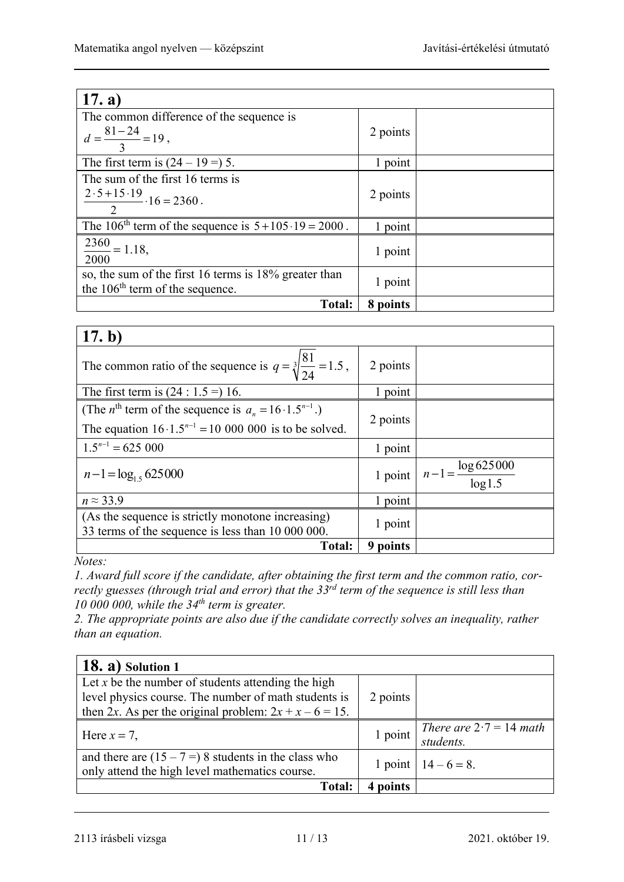## 17. a)

| | | |
|---|---|---|
| The common difference of the sequence is $d = \frac{81-24}{3} = 19$, | 2 points | |
| The first term is $(24 - 19 =)$ 5. | 1 point | |
| The sum of the first 16 terms is $\frac{2\cdot 5 + 15\cdot 19}{2}\cdot 16 = 2360$. | 2 points | |
| The 106th term of the sequence is $5 + 105\cdot 19 = 2000$. | 1 point | |
| $\frac{2360}{2000} = 1.18$, | 1 point | |
| so, the sum of the first 16 terms is 18% greater than the 106th term of the sequence. | 1 point | |
| **Total:** | **8 points** | |

## 17. b)

| | | |
|---|---|---|
| The common ratio of the sequence is $q = \sqrt[3]{\frac{81}{24}} = 1.5$, | 2 points | |
| The first term is $(24 : 1.5 =)$ 16. | 1 point | |
| (The $n$th term of the sequence is $a_n = 16\cdot 1.5^{n-1}$.) The equation $16\cdot 1.5^{n-1} = 10\ 000\ 000$ is to be solved. | 2 points | |
| $1.5^{n-1} = 625\ 000$ | 1 point | |
| $n-1 = \log_{1.5} 625000$ | 1 point | $n-1 = \frac{\log 625000}{\log 1.5}$ |
| $n \approx 33.9$ | 1 point | |
| (As the sequence is strictly monotone increasing) 33 terms of the sequence is less than 10 000 000. | 1 point | |
| **Total:** | **9 points** | |

*Notes:*

*1. Award full score if the candidate, after obtaining the first term and the common ratio, correctly guesses (through trial and error) that the 33rd term of the sequence is still less than 10 000 000, while the 34th term is greater.*

*2. The appropriate points are also due if the candidate correctly solves an inequality, rather than an equation.*

## 18. a) Solution 1

| | | |
|---|---|---|
| Let $x$ be the number of students attending the high level physics course. The number of math students is then $2x$. As per the original problem: $2x + x - 6 = 15$. | 2 points | |
| Here $x = 7$, | 1 point | *There are $2\cdot 7 = 14$ math students.* |
| and there are $(15 - 7 =)$ 8 students in the class who only attend the high level mathematics course. | 1 point | $14 - 6 = 8$. |
| **Total:** | **4 points** | |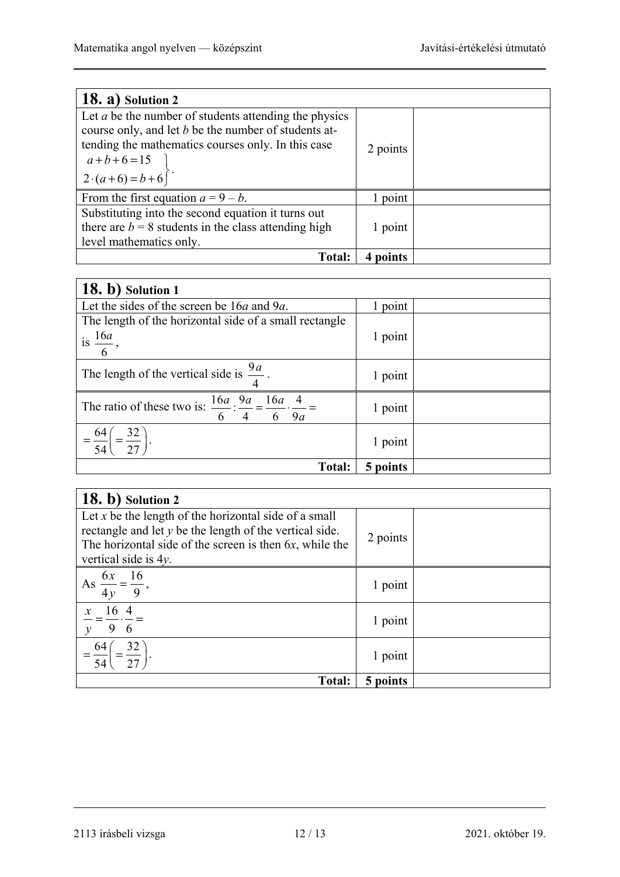| **18. a)** Solution 2 | | |
|---|---|---|
| Let $a$ be the number of students attending the physics course only, and let $b$ be the number of students attending the mathematics courses only. In this case $\left.\begin{array}{l} a+b+6=15 \\ 2\cdot(a+6)=b+6 \end{array}\right\}.$ | 2 points | |
| From the first equation $a = 9 - b$. | 1 point | |
| Substituting into the second equation it turns out there are $b = 8$ students in the class attending high level mathematics only. | 1 point | |
| **Total:** | **4 points** | |

| **18. b)** Solution 1 | | |
|---|---|---|
| Let the sides of the screen be $16a$ and $9a$. | 1 point | |
| The length of the horizontal side of a small rectangle is $\frac{16a}{6}$, | 1 point | |
| The length of the vertical side is $\frac{9a}{4}$. | 1 point | |
| The ratio of these two is: $\frac{16a}{6}:\frac{9a}{4}=\frac{16a}{6}\cdot\frac{4}{9a}=$ | 1 point | |
| $=\frac{64}{54}\left(=\frac{32}{27}\right).$ | 1 point | |
| **Total:** | **5 points** | |

| **18. b)** Solution 2 | | |
|---|---|---|
| Let $x$ be the length of the horizontal side of a small rectangle and let $y$ be the length of the vertical side. The horizontal side of the screen is then $6x$, while the vertical side is $4y$. | 2 points | |
| As $\frac{6x}{4y}=\frac{16}{9}$, | 1 point | |
| $\frac{x}{y}=\frac{16}{9}\cdot\frac{4}{6}=$ | 1 point | |
| $=\frac{64}{54}\left(=\frac{32}{27}\right).$ | 1 point | |
| **Total:** | **5 points** | |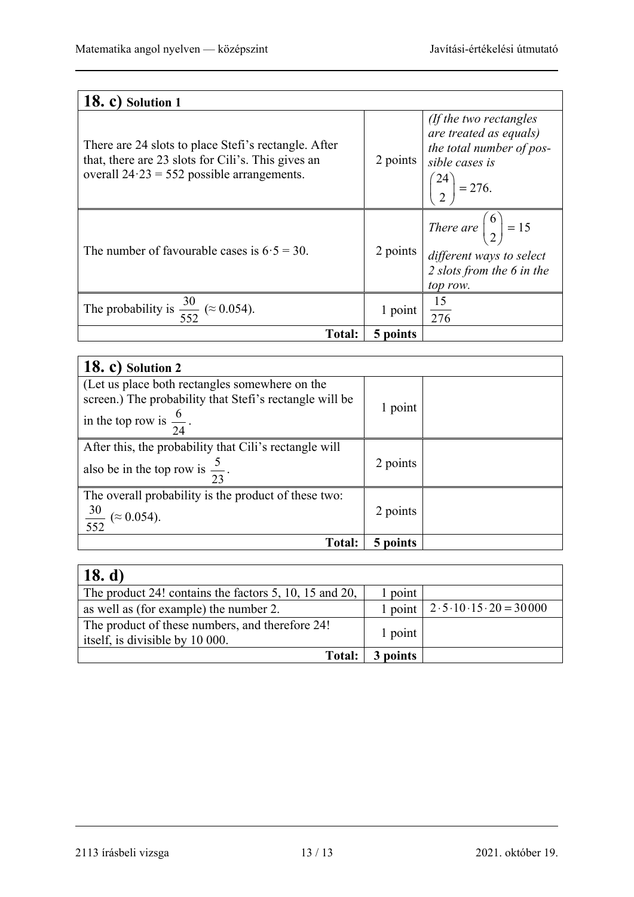| **18. c) Solution 1** | | |
|---|---|---|
| There are 24 slots to place Stefi's rectangle. After that, there are 23 slots for Cili's. This gives an overall $24 \cdot 23 = 552$ possible arrangements. | 2 points | *(If the two rectangles are treated as equals) the total number of possible cases is* $\binom{24}{2} = 276$. |
| The number of favourable cases is $6 \cdot 5 = 30$. | 2 points | *There are* $\binom{6}{2} = 15$ *different ways to select 2 slots from the 6 in the top row.* |
| The probability is $\frac{30}{552}$ ($\approx 0.054$). | 1 point | $\frac{15}{276}$ |
| **Total:** | **5 points** | |

| **18. c) Solution 2** | | |
|---|---|---|
| (Let us place both rectangles somewhere on the screen.) The probability that Stefi's rectangle will be in the top row is $\frac{6}{24}$. | 1 point | |
| After this, the probability that Cili's rectangle will also be in the top row is $\frac{5}{23}$. | 2 points | |
| The overall probability is the product of these two: $\frac{30}{552}$ ($\approx 0.054$). | 2 points | |
| **Total:** | **5 points** | |

| **18. d)** | | |
|---|---|---|
| The product 24! contains the factors 5, 10, 15 and 20, | 1 point | |
| as well as (for example) the number 2. | 1 point | $2 \cdot 5 \cdot 10 \cdot 15 \cdot 20 = 30\,000$ |
| The product of these numbers, and therefore 24! itself, is divisible by 10 000. | 1 point | |
| **Total:** | **3 points** | |